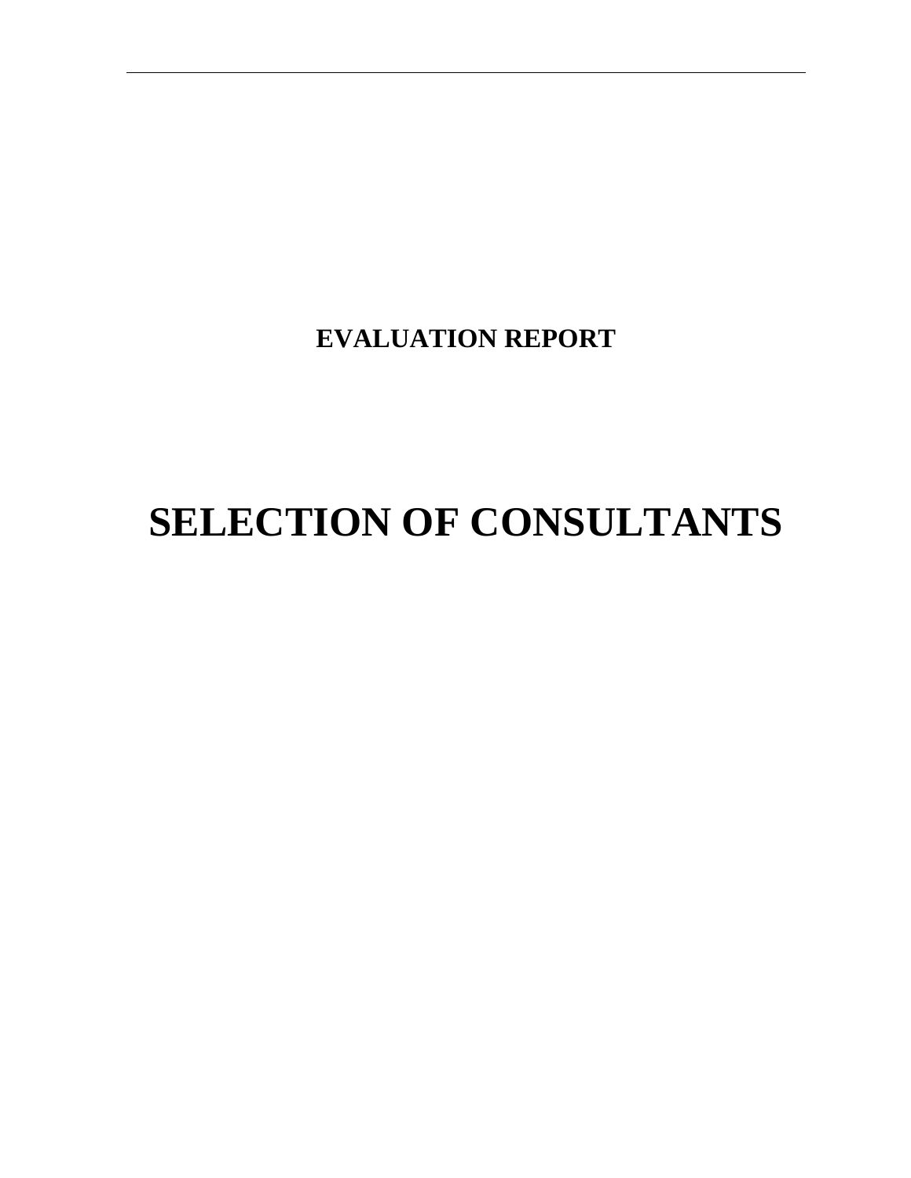**EVALUATION REPORT**

# SELECTION OF CONSULTANTS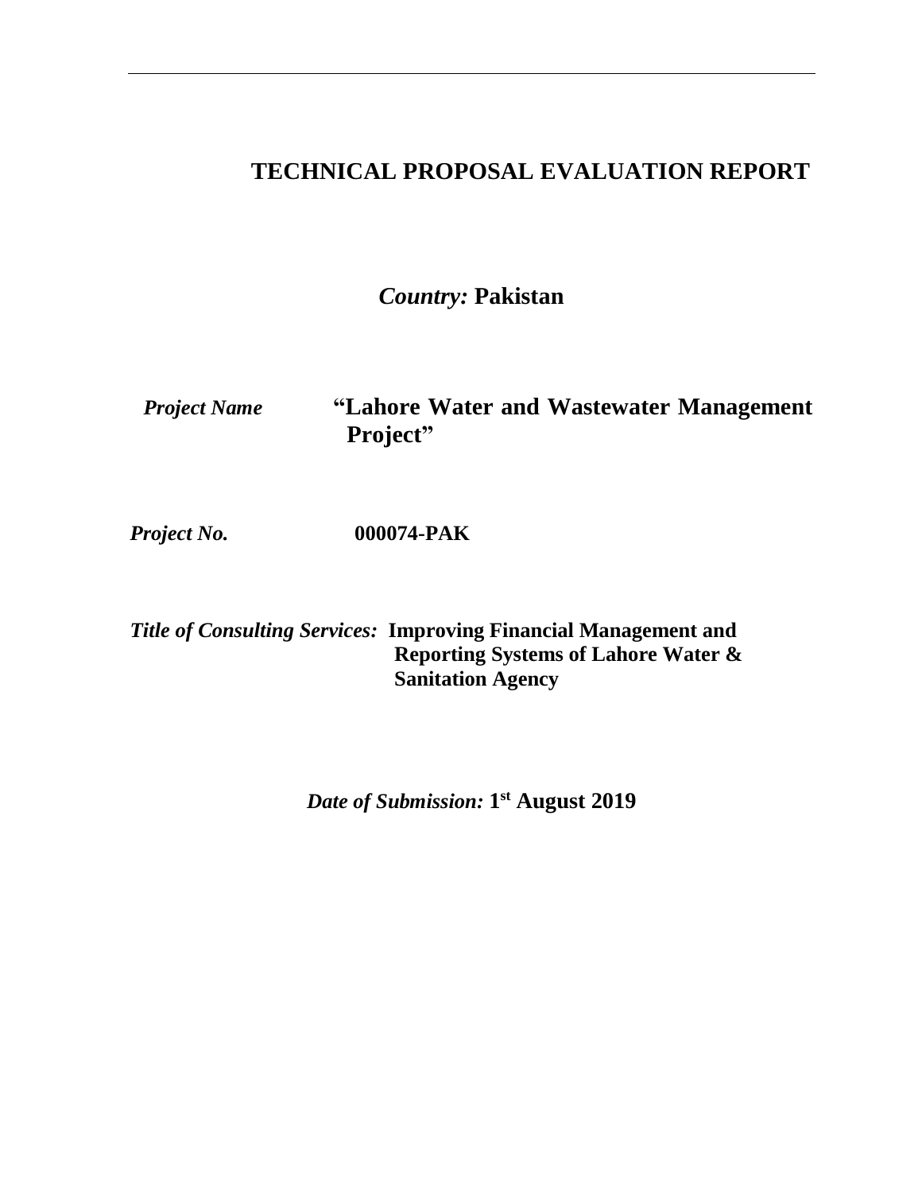# TECHNICAL PROPOSAL EVALUATION REPORT

*Country:* **Pakistan**

*Project Name* **"Lahore Water and Wastewater Management Project"**

*Project No.* **000074-PAK**

*Title of Consulting Services:* **Improving Financial Management and Reporting Systems of Lahore Water & Sanitation Agency**

*Date of Submission:* **1st August 2019**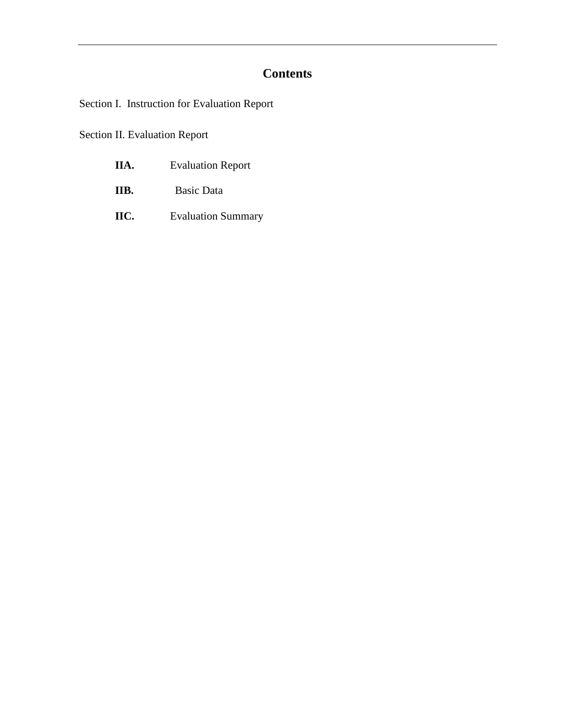# Contents

Section I. Instruction for Evaluation Report

Section II. Evaluation Report

**IIA.** Evaluation Report

**IIB.** Basic Data

**IIC.** Evaluation Summary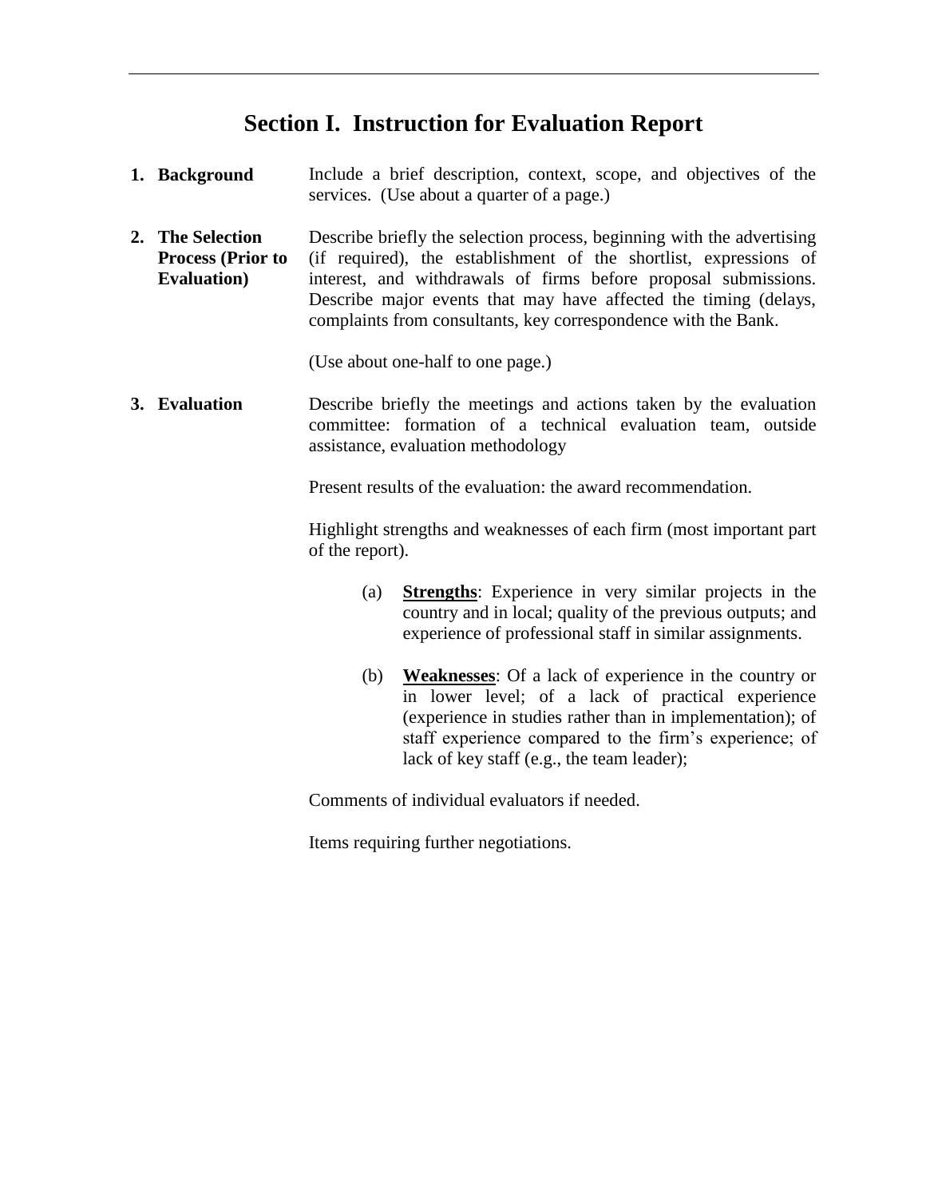# Section I. Instruction for Evaluation Report

**1. Background**

Include a brief description, context, scope, and objectives of the services. (Use about a quarter of a page.)

**2. The Selection Process (Prior to Evaluation)**

Describe briefly the selection process, beginning with the advertising (if required), the establishment of the shortlist, expressions of interest, and withdrawals of firms before proposal submissions. Describe major events that may have affected the timing (delays, complaints from consultants, key correspondence with the Bank.

(Use about one-half to one page.)

**3. Evaluation**

Describe briefly the meetings and actions taken by the evaluation committee: formation of a technical evaluation team, outside assistance, evaluation methodology

Present results of the evaluation: the award recommendation.

Highlight strengths and weaknesses of each firm (most important part of the report).

(a) **Strengths**: Experience in very similar projects in the country and in local; quality of the previous outputs; and experience of professional staff in similar assignments.

(b) **Weaknesses**: Of a lack of experience in the country or in lower level; of a lack of practical experience (experience in studies rather than in implementation); of staff experience compared to the firm's experience; of lack of key staff (e.g., the team leader);

Comments of individual evaluators if needed.

Items requiring further negotiations.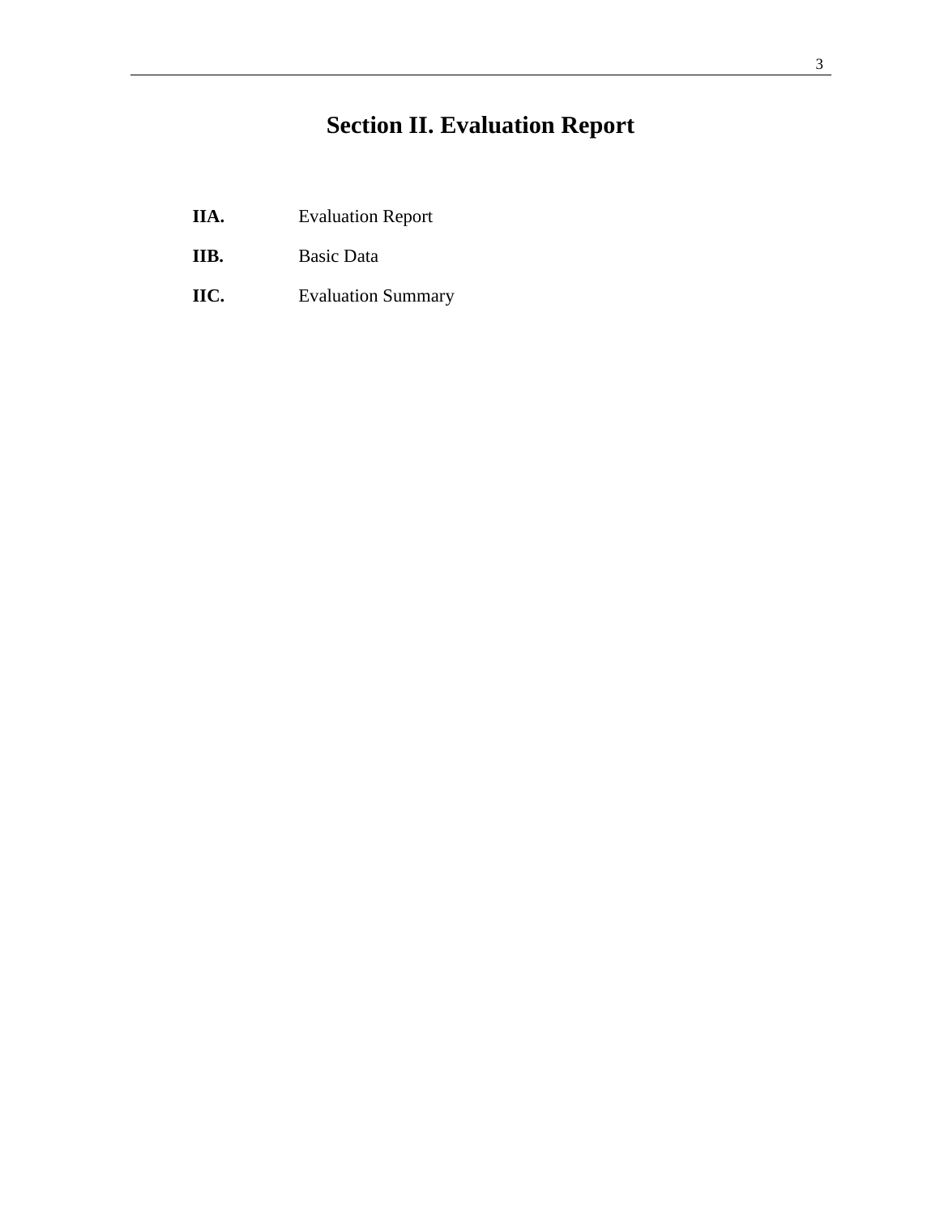# Section II. Evaluation Report

| | |
|---|---|
| **IIA.** | Evaluation Report |
| **IIB.** | Basic Data |
| **IIC.** | Evaluation Summary |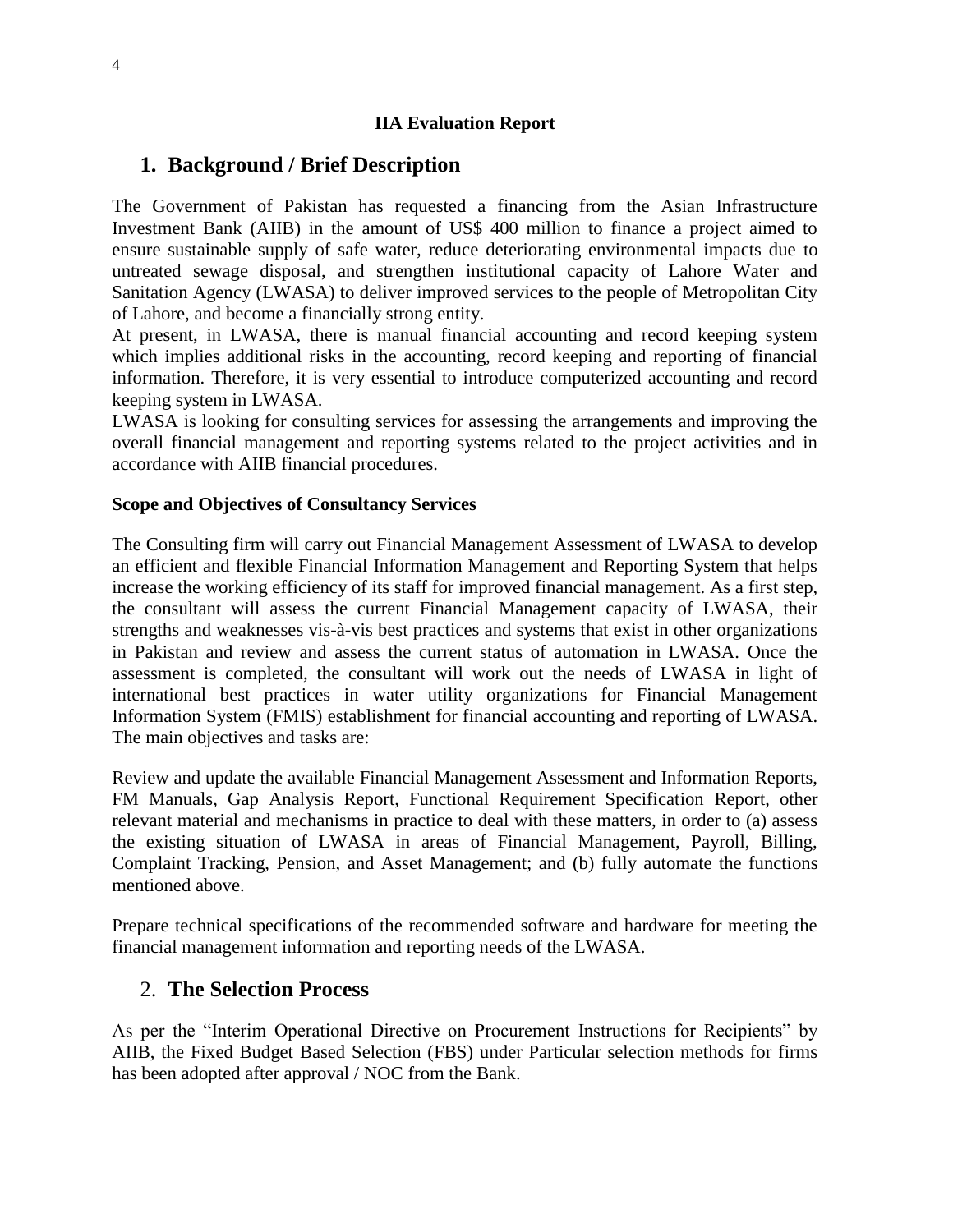**IIA Evaluation Report**

## 1. Background / Brief Description

The Government of Pakistan has requested a financing from the Asian Infrastructure Investment Bank (AIIB) in the amount of US$ 400 million to finance a project aimed to ensure sustainable supply of safe water, reduce deteriorating environmental impacts due to untreated sewage disposal, and strengthen institutional capacity of Lahore Water and Sanitation Agency (LWASA) to deliver improved services to the people of Metropolitan City of Lahore, and become a financially strong entity.

At present, in LWASA, there is manual financial accounting and record keeping system which implies additional risks in the accounting, record keeping and reporting of financial information. Therefore, it is very essential to introduce computerized accounting and record keeping system in LWASA.

LWASA is looking for consulting services for assessing the arrangements and improving the overall financial management and reporting systems related to the project activities and in accordance with AIIB financial procedures.

**Scope and Objectives of Consultancy Services**

The Consulting firm will carry out Financial Management Assessment of LWASA to develop an efficient and flexible Financial Information Management and Reporting System that helps increase the working efficiency of its staff for improved financial management. As a first step, the consultant will assess the current Financial Management capacity of LWASA, their strengths and weaknesses vis-à-vis best practices and systems that exist in other organizations in Pakistan and review and assess the current status of automation in LWASA. Once the assessment is completed, the consultant will work out the needs of LWASA in light of international best practices in water utility organizations for Financial Management Information System (FMIS) establishment for financial accounting and reporting of LWASA. The main objectives and tasks are:

Review and update the available Financial Management Assessment and Information Reports, FM Manuals, Gap Analysis Report, Functional Requirement Specification Report, other relevant material and mechanisms in practice to deal with these matters, in order to (a) assess the existing situation of LWASA in areas of Financial Management, Payroll, Billing, Complaint Tracking, Pension, and Asset Management; and (b) fully automate the functions mentioned above.

Prepare technical specifications of the recommended software and hardware for meeting the financial management information and reporting needs of the LWASA.

## 2. The Selection Process

As per the "Interim Operational Directive on Procurement Instructions for Recipients" by AIIB, the Fixed Budget Based Selection (FBS) under Particular selection methods for firms has been adopted after approval / NOC from the Bank.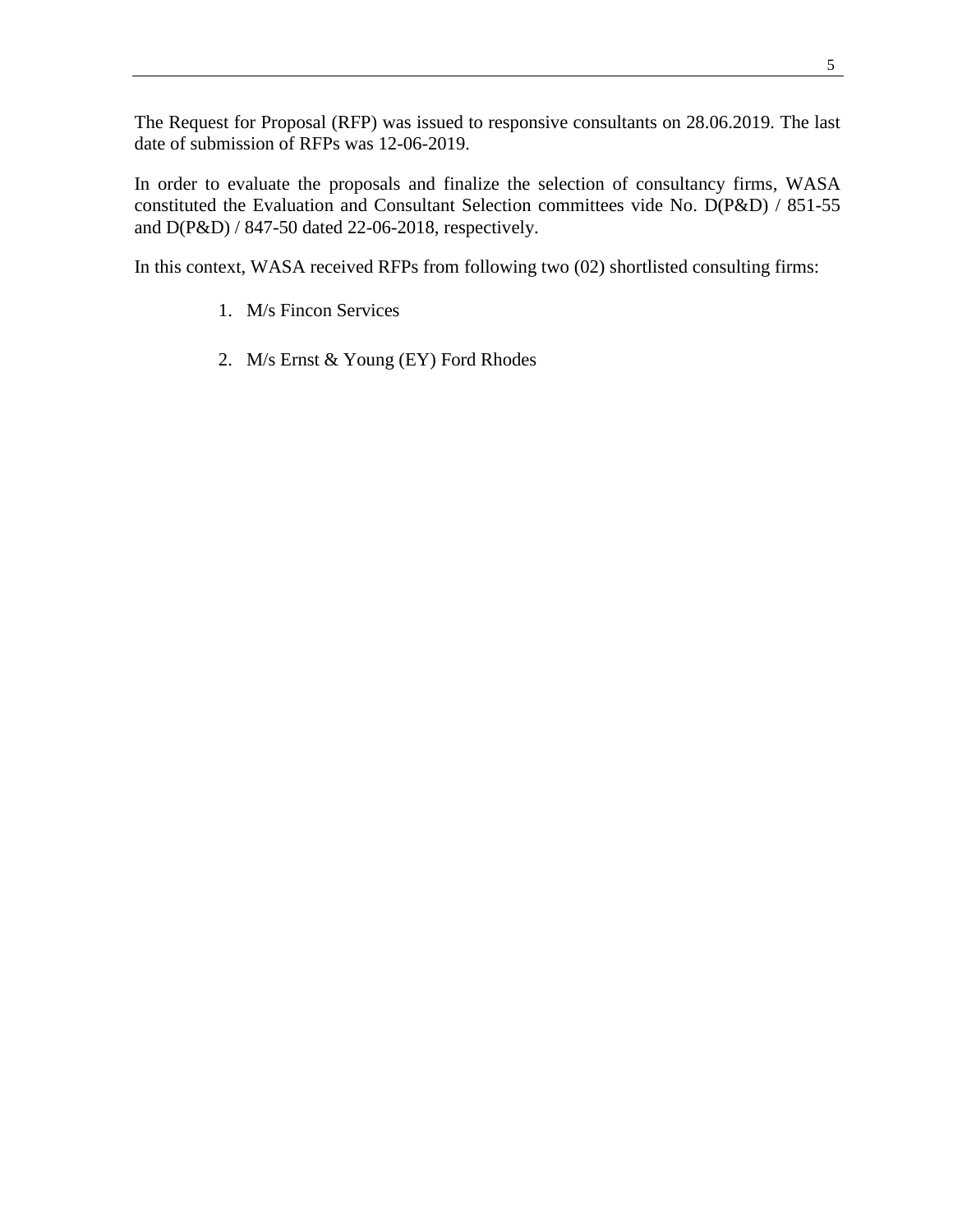The Request for Proposal (RFP) was issued to responsive consultants on 28.06.2019. The last date of submission of RFPs was 12-06-2019.

In order to evaluate the proposals and finalize the selection of consultancy firms, WASA constituted the Evaluation and Consultant Selection committees vide No. D(P&D) / 851-55 and D(P&D) / 847-50 dated 22-06-2018, respectively.

In this context, WASA received RFPs from following two (02) shortlisted consulting firms:

1. M/s Fincon Services
2. M/s Ernst & Young (EY) Ford Rhodes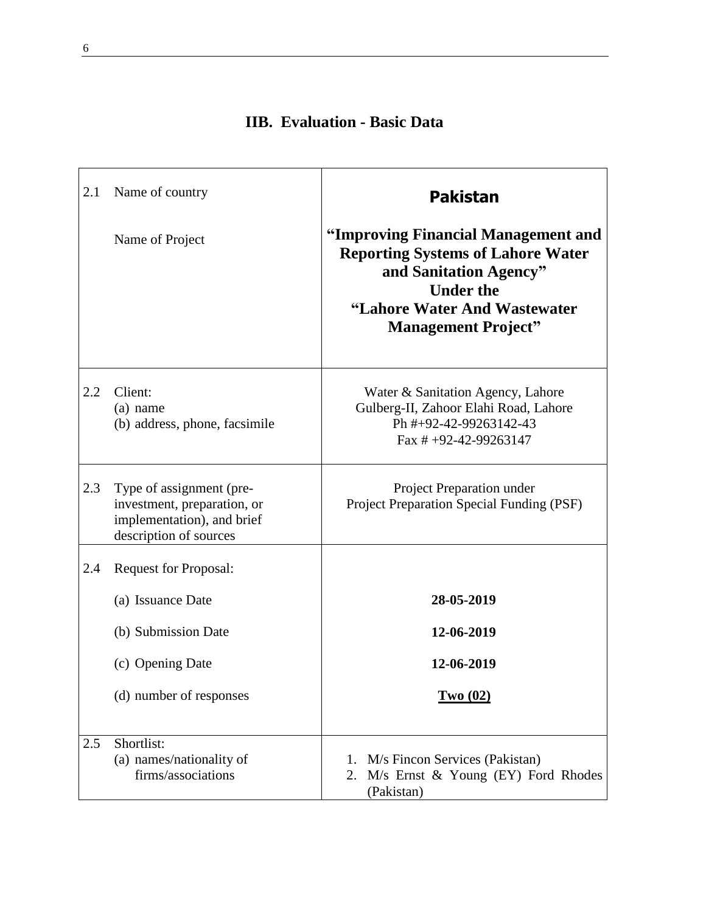## IIB. Evaluation - Basic Data

| | | |
|---|---|---|
| 2.1 | Name of country<br><br>Name of Project | **Pakistan**<br><br>**“Improving Financial Management and Reporting Systems of Lahore Water and Sanitation Agency” Under the “Lahore Water And Wastewater Management Project”** |
| 2.2 | Client:<br>(a) name<br>(b) address, phone, facsimile | Water & Sanitation Agency, Lahore<br>Gulberg-II, Zahoor Elahi Road, Lahore<br>Ph #+92-42-99263142-43<br>Fax # +92-42-99263147 |
| 2.3 | Type of assignment (pre-investment, preparation, or implementation), and brief description of sources | Project Preparation under<br>Project Preparation Special Funding (PSF) |
| 2.4 | Request for Proposal:<br><br>(a) Issuance Date<br><br>(b) Submission Date<br><br>(c) Opening Date<br><br>(d) number of responses | <br><br>**28-05-2019**<br><br>**12-06-2019**<br><br>**12-06-2019**<br><br>**Two (02)** |
| 2.5 | Shortlist:<br>(a) names/nationality of firms/associations | 1. M/s Fincon Services (Pakistan)<br>2. M/s Ernst & Young (EY) Ford Rhodes (Pakistan) |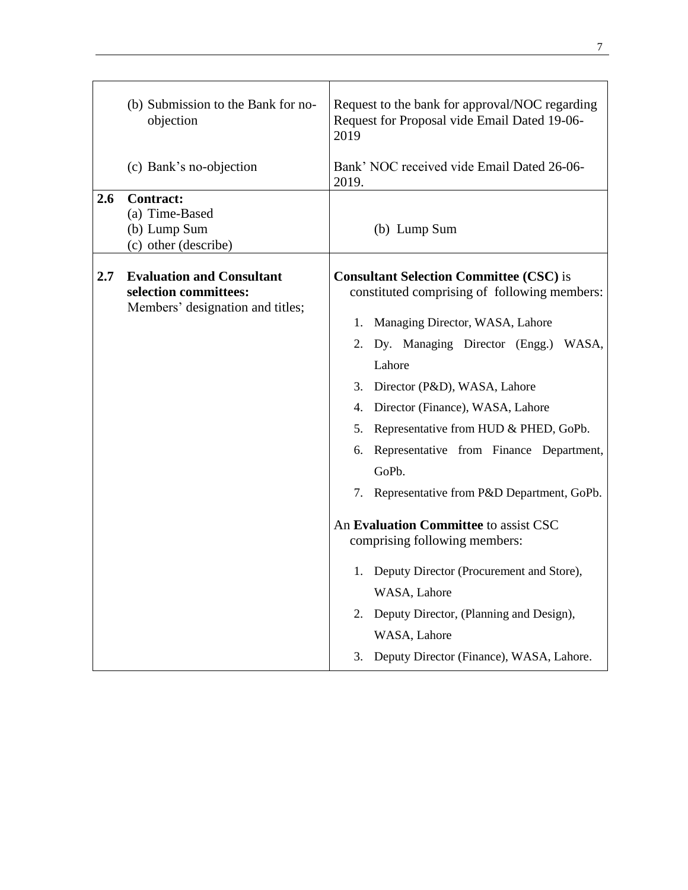| | | |
|---|---|---|
| | (b) Submission to the Bank for no-objection<br><br>(c) Bank's no-objection | Request to the bank for approval/NOC regarding Request for Proposal vide Email Dated 19-06-2019<br><br>Bank' NOC received vide Email Dated 26-06-2019. |
| **2.6** | **Contract:**<br>(a) Time-Based<br>(b) Lump Sum<br>(c) other (describe) | (b) Lump Sum |
| **2.7** | **Evaluation and Consultant selection committees:**<br>Members' designation and titles; | **Consultant Selection Committee (CSC)** is constituted comprising of following members:<br>1. Managing Director, WASA, Lahore<br>2. Dy. Managing Director (Engg.) WASA, Lahore<br>3. Director (P&D), WASA, Lahore<br>4. Director (Finance), WASA, Lahore<br>5. Representative from HUD & PHED, GoPb.<br>6. Representative from Finance Department, GoPb.<br>7. Representative from P&D Department, GoPb.<br><br>An **Evaluation Committee** to assist CSC comprising following members:<br>1. Deputy Director (Procurement and Store), WASA, Lahore<br>2. Deputy Director, (Planning and Design), WASA, Lahore<br>3. Deputy Director (Finance), WASA, Lahore. |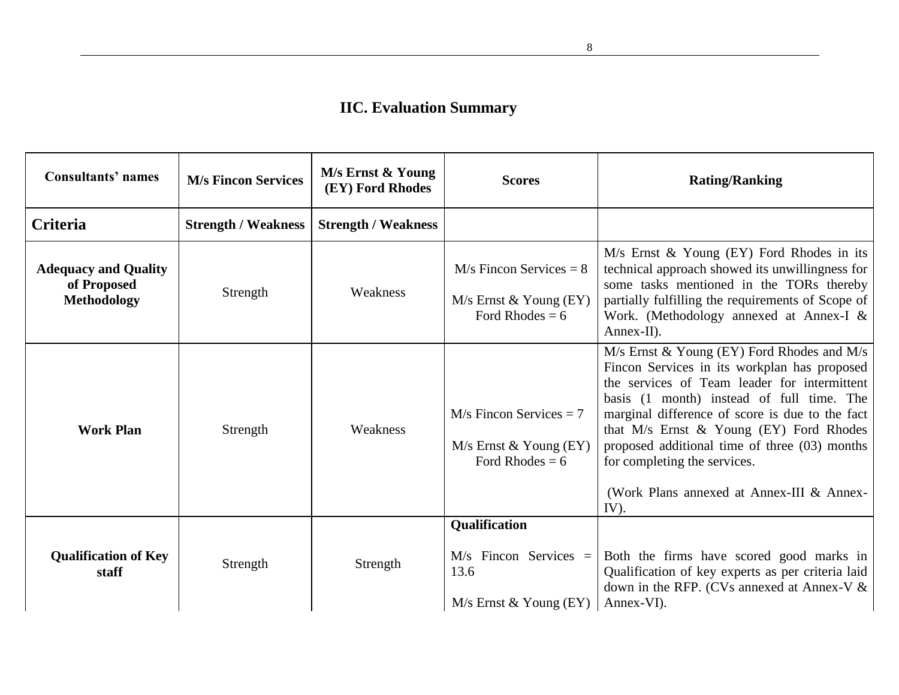## IIC. Evaluation Summary

| Consultants' names | M/s Fincon Services | M/s Ernst & Young (EY) Ford Rhodes | Scores | Rating/Ranking |
|---|---|---|---|---|
| **Criteria** | **Strength / Weakness** | **Strength / Weakness** | | |
| **Adequacy and Quality of Proposed Methodology** | Strength | Weakness | M/s Fincon Services = 8<br><br>M/s Ernst & Young (EY) Ford Rhodes = 6 | M/s Ernst & Young (EY) Ford Rhodes in its technical approach showed its unwillingness for some tasks mentioned in the TORs thereby partially fulfilling the requirements of Scope of Work. (Methodology annexed at Annex-I & Annex-II). |
| **Work Plan** | Strength | Weakness | M/s Fincon Services = 7<br><br>M/s Ernst & Young (EY) Ford Rhodes = 6 | M/s Ernst & Young (EY) Ford Rhodes and M/s Fincon Services in its workplan has proposed the services of Team leader for intermittent basis (1 month) instead of full time. The marginal difference of score is due to the fact that M/s Ernst & Young (EY) Ford Rhodes proposed additional time of three (03) months for completing the services.<br><br>(Work Plans annexed at Annex-III & Annex-IV). |
| **Qualification of Key staff** | Strength | Strength | **Qualification**<br><br>M/s Fincon Services = 13.6<br><br>M/s Ernst & Young (EY) | Both the firms have scored good marks in Qualification of key experts as per criteria laid down in the RFP. (CVs annexed at Annex-V & Annex-VI). |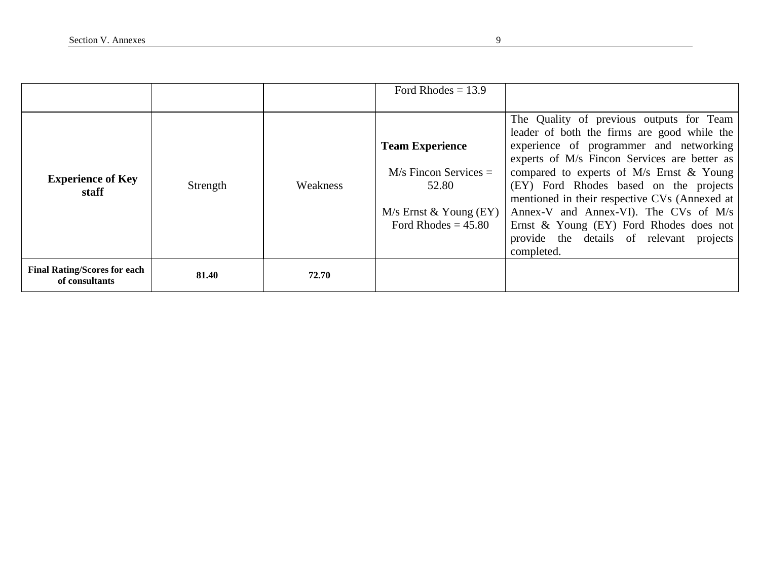| | | | | |
|---|---|---|---|---|
| | | | Ford Rhodes = 13.9 | |
| **Experience of Key staff** | Strength | Weakness | **Team Experience**<br><br>M/s Fincon Services = 52.80<br><br>M/s Ernst & Young (EY) Ford Rhodes = 45.80 | The Quality of previous outputs for Team leader of both the firms are good while the experience of programmer and networking experts of M/s Fincon Services are better as compared to experts of M/s Ernst & Young (EY) Ford Rhodes based on the projects mentioned in their respective CVs (Annexed at Annex-V and Annex-VI). The CVs of M/s Ernst & Young (EY) Ford Rhodes does not provide the details of relevant projects completed. |
| **Final Rating/Scores for each of consultants** | **81.40** | **72.70** | | |